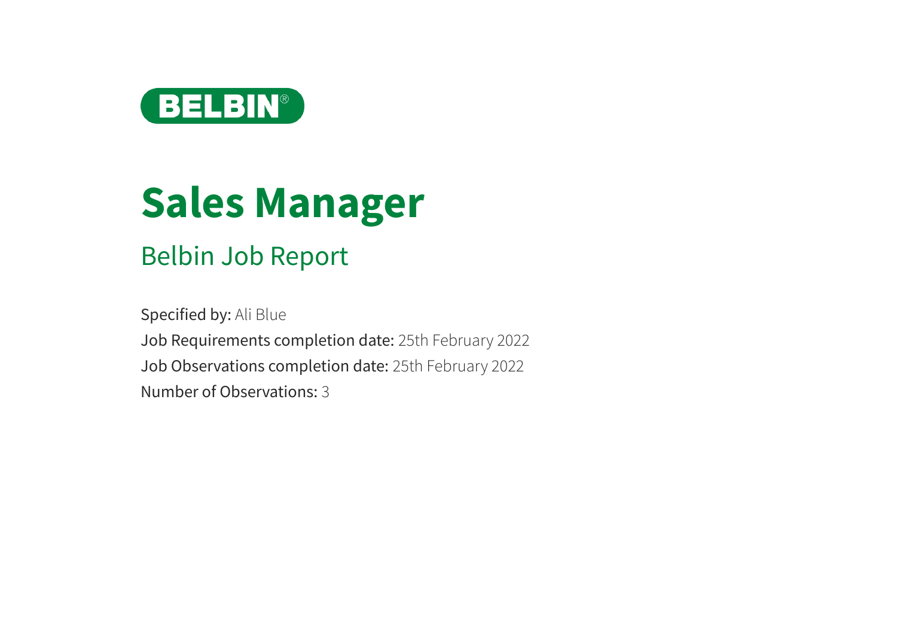BELBIN®

# Sales Manager

## Belbin Job Report

**Specified by:** Ali Blue
**Job Requirements completion date:** 25th February 2022
**Job Observations completion date:** 25th February 2022
**Number of Observations:** 3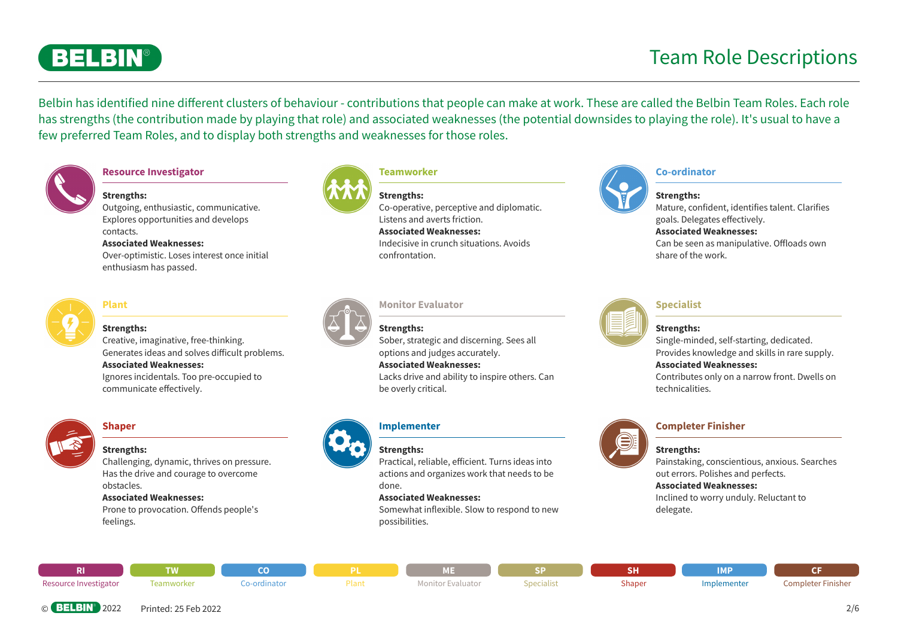# Team Role Descriptions

Belbin has identified nine different clusters of behaviour - contributions that people can make at work. These are called the Belbin Team Roles. Each role has strengths (the contribution made by playing that role) and associated weaknesses (the potential downsides to playing the role). It's usual to have a few preferred Team Roles, and to display both strengths and weaknesses for those roles.

### Resource Investigator

**Strengths:**
Outgoing, enthusiastic, communicative. Explores opportunities and develops contacts.
**Associated Weaknesses:**
Over-optimistic. Loses interest once initial enthusiasm has passed.

### Teamworker

**Strengths:**
Co-operative, perceptive and diplomatic. Listens and averts friction.
**Associated Weaknesses:**
Indecisive in crunch situations. Avoids confrontation.

### Co-ordinator

**Strengths:**
Mature, confident, identifies talent. Clarifies goals. Delegates effectively.
**Associated Weaknesses:**
Can be seen as manipulative. Offloads own share of the work.

### Plant

**Strengths:**
Creative, imaginative, free-thinking. Generates ideas and solves difficult problems.
**Associated Weaknesses:**
Ignores incidentals. Too pre-occupied to communicate effectively.

### Monitor Evaluator

**Strengths:**
Sober, strategic and discerning. Sees all options and judges accurately.
**Associated Weaknesses:**
Lacks drive and ability to inspire others. Can be overly critical.

### Specialist

**Strengths:**
Single-minded, self-starting, dedicated. Provides knowledge and skills in rare supply.
**Associated Weaknesses:**
Contributes only on a narrow front. Dwells on technicalities.

### Shaper

**Strengths:**
Challenging, dynamic, thrives on pressure. Has the drive and courage to overcome obstacles.
**Associated Weaknesses:**
Prone to provocation. Offends people's feelings.

### Implementer

**Strengths:**
Practical, reliable, efficient. Turns ideas into actions and organizes work that needs to be done.
**Associated Weaknesses:**
Somewhat inflexible. Slow to respond to new possibilities.

### Completer Finisher

**Strengths:**
Painstaking, conscientious, anxious. Searches out errors. Polishes and perfects.
**Associated Weaknesses:**
Inclined to worry unduly. Reluctant to delegate.

| RI | TW | CO | PL | ME | SP | SH | IMP | CF |
|---|---|---|---|---|---|---|---|---|
| Resource Investigator | Teamworker | Co-ordinator | Plant | Monitor Evaluator | Specialist | Shaper | Implementer | Completer Finisher |

© BELBIN® 2022 Printed: 25 Feb 2022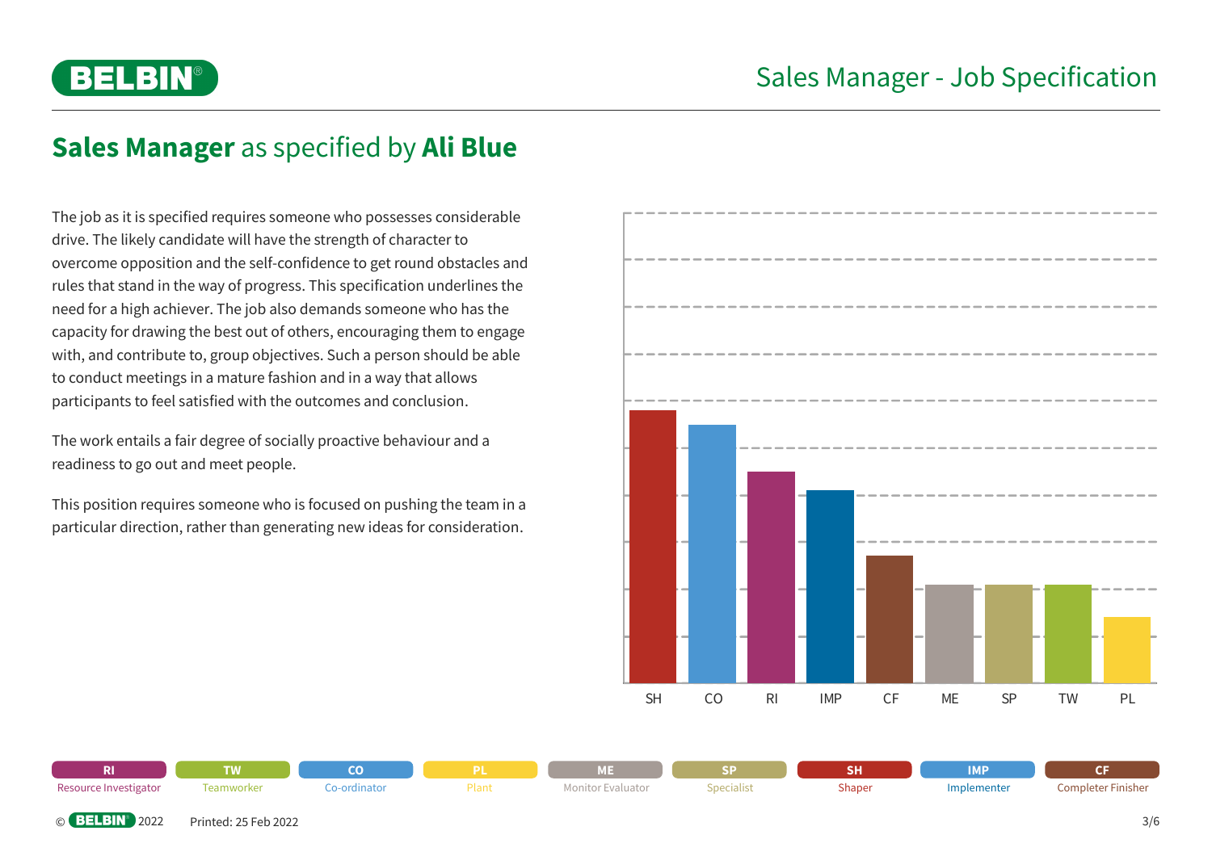## **Sales Manager** as specified by **Ali Blue**

The job as it is specified requires someone who possesses considerable drive. The likely candidate will have the strength of character to overcome opposition and the self-confidence to get round obstacles and rules that stand in the way of progress. This specification underlines the need for a high achiever. The job also demands someone who has the capacity for drawing the best out of others, encouraging them to engage with, and contribute to, group objectives. Such a person should be able to conduct meetings in a mature fashion and in a way that allows participants to feel satisfied with the outcomes and conclusion.

The work entails a fair degree of socially proactive behaviour and a readiness to go out and meet people.

This position requires someone who is focused on pushing the team in a particular direction, rather than generating new ideas for consideration.

SH CO RI IMP CF ME SP TW PL

| RI | TW | CO | PL | ME | SP | SH | IMP | CF |
|---|---|---|---|---|---|---|---|---|
| Resource Investigator | Teamworker | Co-ordinator | Plant | Monitor Evaluator | Specialist | Shaper | Implementer | Completer Finisher |

© BELBIN 2022 Printed: 25 Feb 2022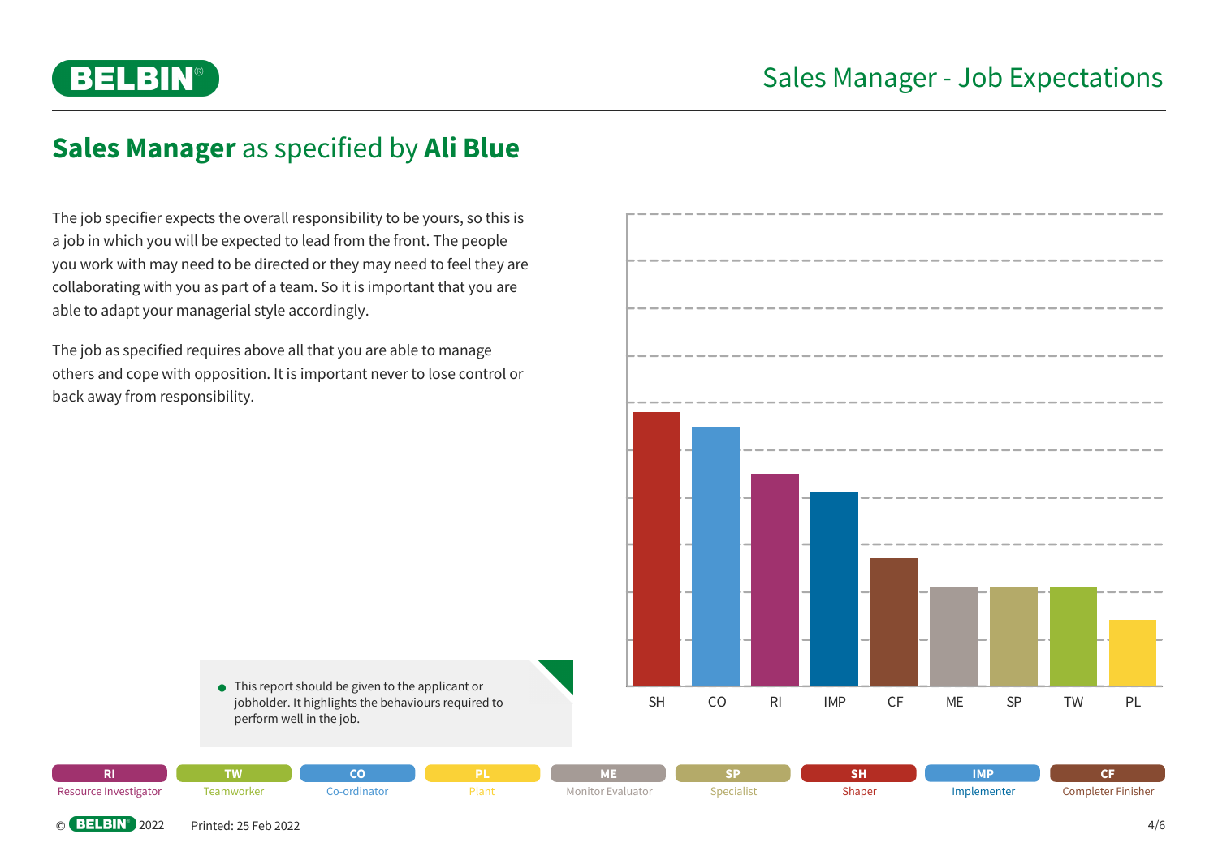# Sales Manager - Job Expectations

## **Sales Manager** as specified by **Ali Blue**

The job specifier expects the overall responsibility to be yours, so this is a job in which you will be expected to lead from the front. The people you work with may need to be directed or they may need to feel they are collaborating with you as part of a team. So it is important that you are able to adapt your managerial style accordingly.

The job as specified requires above all that you are able to manage others and cope with opposition. It is important never to lose control or back away from responsibility.

SH CO RI IMP CF ME SP TW PL

- This report should be given to the applicant or jobholder. It highlights the behaviours required to perform well in the job.

| RI | TW | CO | PL | ME | SP | SH | IMP | CF |
|---|---|---|---|---|---|---|---|---|
| Resource Investigator | Teamworker | Co-ordinator | Plant | Monitor Evaluator | Specialist | Shaper | Implementer | Completer Finisher |

© BELBIN 2022 Printed: 25 Feb 2022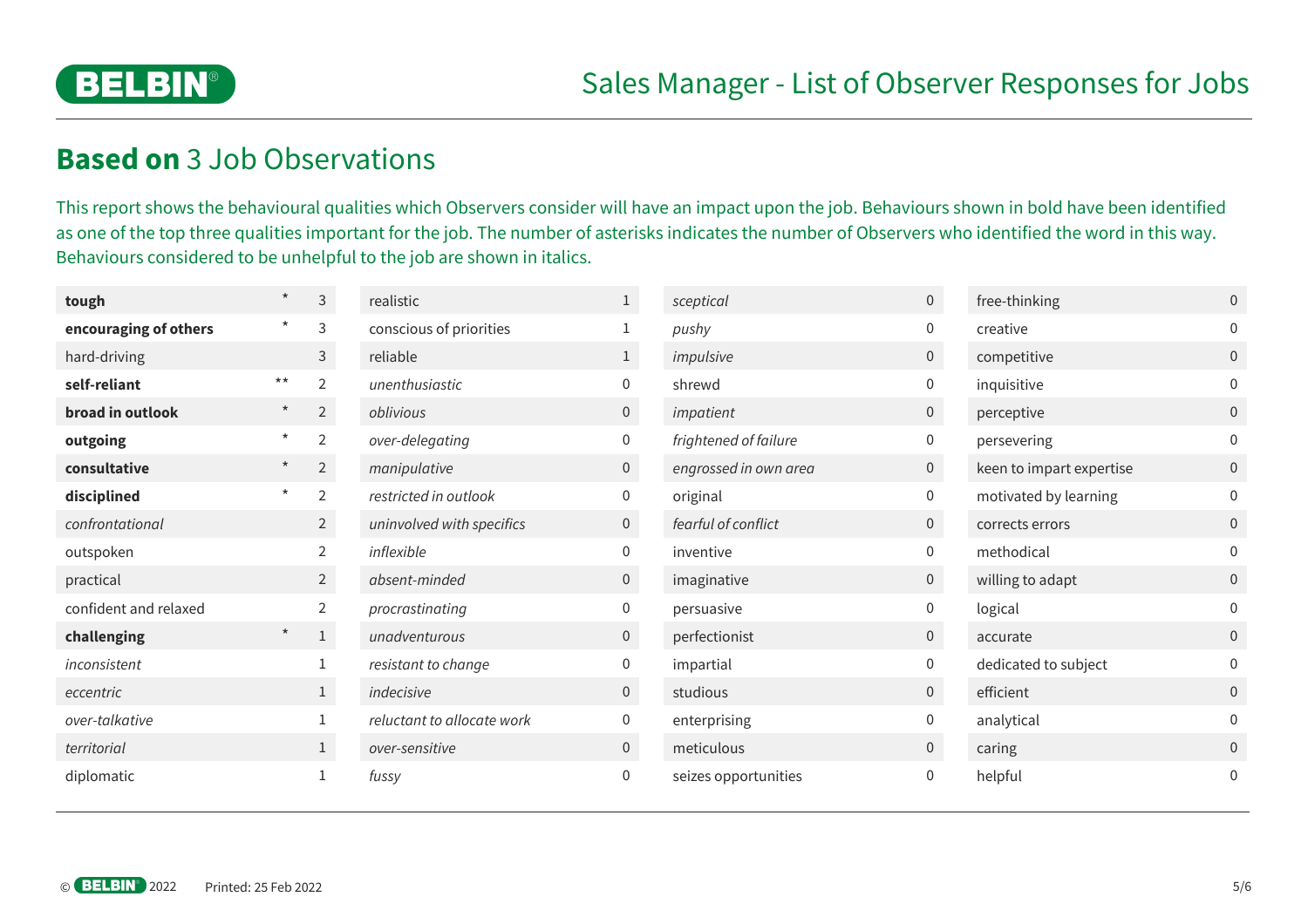# Sales Manager - List of Observer Responses for Jobs

## **Based on** 3 Job Observations

This report shows the behavioural qualities which Observers consider will have an impact upon the job. Behaviours shown in bold have been identified as one of the top three qualities important for the job. The number of asterisks indicates the number of Observers who identified the word in this way. Behaviours considered to be unhelpful to the job are shown in italics.

| Behaviour | Top three | Count |
|---|---|---|
| **tough** | * | 3 |
| **encouraging of others** | * | 3 |
| hard-driving | | 3 |
| **self-reliant** | ** | 2 |
| **broad in outlook** | * | 2 |
| **outgoing** | * | 2 |
| **consultative** | * | 2 |
| **disciplined** | * | 2 |
| *confrontational* | | 2 |
| outspoken | | 2 |
| practical | | 2 |
| confident and relaxed | | 2 |
| **challenging** | * | 1 |
| *inconsistent* | | 1 |
| *eccentric* | | 1 |
| *over-talkative* | | 1 |
| *territorial* | | 1 |
| diplomatic | | 1 |
| realistic | | 1 |
| conscious of priorities | | 1 |
| reliable | | 1 |
| *unenthusiastic* | | 0 |
| *oblivious* | | 0 |
| *over-delegating* | | 0 |
| *manipulative* | | 0 |
| *restricted in outlook* | | 0 |
| *uninvolved with specifics* | | 0 |
| *inflexible* | | 0 |
| *absent-minded* | | 0 |
| *procrastinating* | | 0 |
| *unadventurous* | | 0 |
| *resistant to change* | | 0 |
| *indecisive* | | 0 |
| *reluctant to allocate work* | | 0 |
| *over-sensitive* | | 0 |
| *fussy* | | 0 |
| *sceptical* | | 0 |
| *pushy* | | 0 |
| *impulsive* | | 0 |
| shrewd | | 0 |
| *impatient* | | 0 |
| *frightened of failure* | | 0 |
| *engrossed in own area* | | 0 |
| original | | 0 |
| *fearful of conflict* | | 0 |
| inventive | | 0 |
| imaginative | | 0 |
| persuasive | | 0 |
| perfectionist | | 0 |
| impartial | | 0 |
| studious | | 0 |
| enterprising | | 0 |
| meticulous | | 0 |
| seizes opportunities | | 0 |
| free-thinking | | 0 |
| creative | | 0 |
| competitive | | 0 |
| inquisitive | | 0 |
| perceptive | | 0 |
| persevering | | 0 |
| keen to impart expertise | | 0 |
| motivated by learning | | 0 |
| corrects errors | | 0 |
| methodical | | 0 |
| willing to adapt | | 0 |
| logical | | 0 |
| accurate | | 0 |
| dedicated to subject | | 0 |
| efficient | | 0 |
| analytical | | 0 |
| caring | | 0 |
| helpful | | 0 |

© BELBIN 2022 Printed: 25 Feb 2022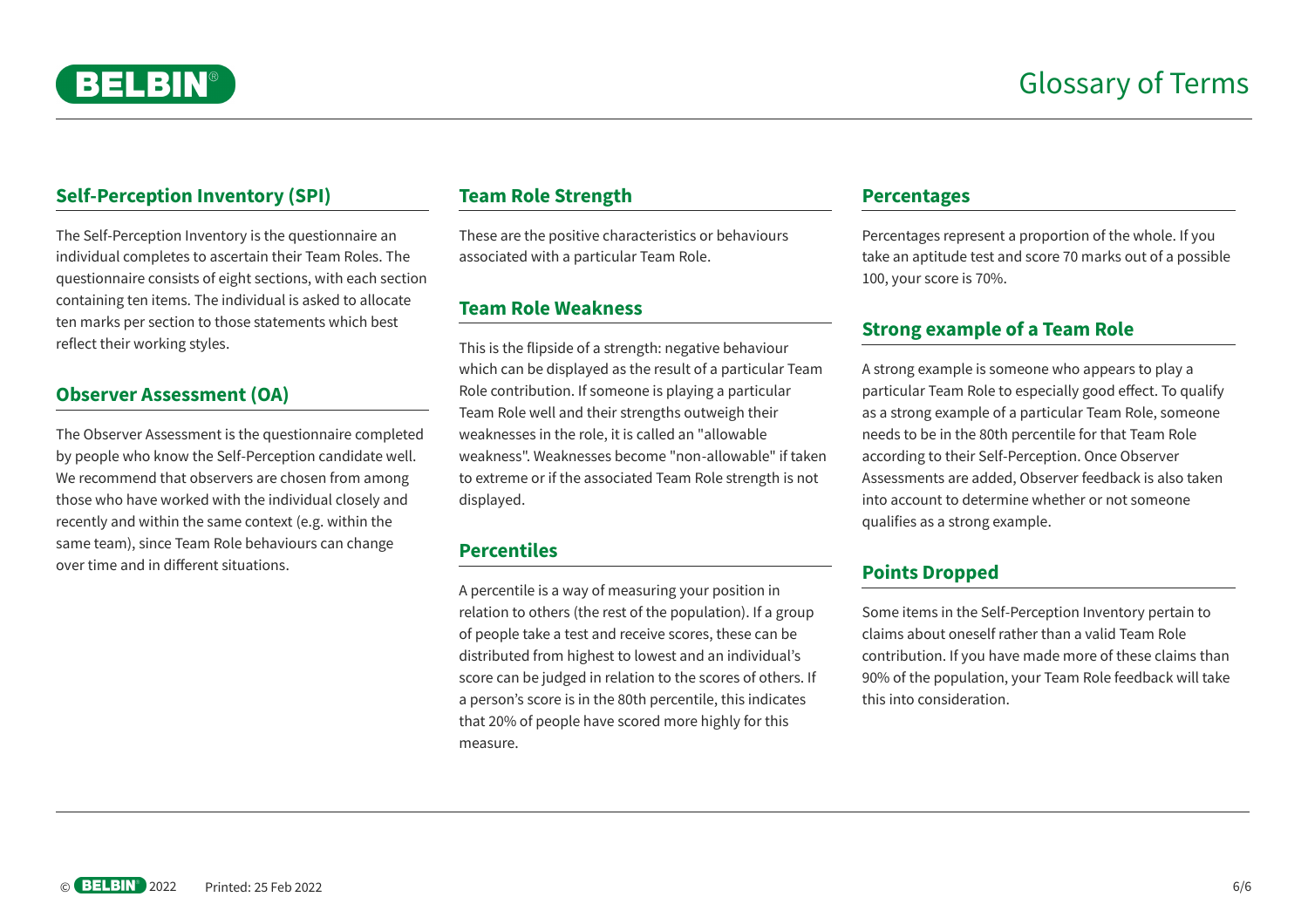# Glossary of Terms

## Self-Perception Inventory (SPI)

The Self-Perception Inventory is the questionnaire an individual completes to ascertain their Team Roles. The questionnaire consists of eight sections, with each section containing ten items. The individual is asked to allocate ten marks per section to those statements which best reflect their working styles.

## Observer Assessment (OA)

The Observer Assessment is the questionnaire completed by people who know the Self-Perception candidate well. We recommend that observers are chosen from among those who have worked with the individual closely and recently and within the same context (e.g. within the same team), since Team Role behaviours can change over time and in different situations.

## Team Role Strength

These are the positive characteristics or behaviours associated with a particular Team Role.

## Team Role Weakness

This is the flipside of a strength: negative behaviour which can be displayed as the result of a particular Team Role contribution. If someone is playing a particular Team Role well and their strengths outweigh their weaknesses in the role, it is called an "allowable weakness". Weaknesses become "non-allowable" if taken to extreme or if the associated Team Role strength is not displayed.

## Percentiles

A percentile is a way of measuring your position in relation to others (the rest of the population). If a group of people take a test and receive scores, these can be distributed from highest to lowest and an individual's score can be judged in relation to the scores of others. If a person's score is in the 80th percentile, this indicates that 20% of people have scored more highly for this measure.

## Percentages

Percentages represent a proportion of the whole. If you take an aptitude test and score 70 marks out of a possible 100, your score is 70%.

## Strong example of a Team Role

A strong example is someone who appears to play a particular Team Role to especially good effect. To qualify as a strong example of a particular Team Role, someone needs to be in the 80th percentile for that Team Role according to their Self-Perception. Once Observer Assessments are added, Observer feedback is also taken into account to determine whether or not someone qualifies as a strong example.

## Points Dropped

Some items in the Self-Perception Inventory pertain to claims about oneself rather than a valid Team Role contribution. If you have made more of these claims than 90% of the population, your Team Role feedback will take this into consideration.